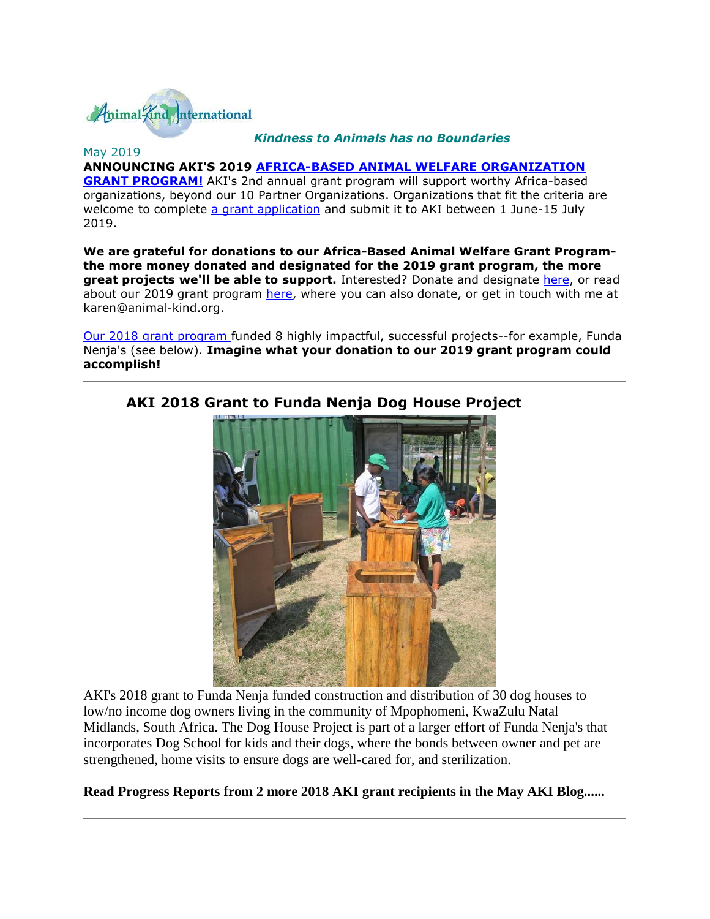Animal-Kind International

***Kindness to Animals has no Boundaries***

May 2019

**ANNOUNCING AKI'S 2019 AFRICA-BASED ANIMAL WELFARE ORGANIZATION GRANT PROGRAM!** AKI's 2nd annual grant program will support worthy Africa-based organizations, beyond our 10 Partner Organizations. Organizations that fit the criteria are welcome to complete a grant application and submit it to AKI between 1 June-15 July 2019.

**We are grateful for donations to our Africa-Based Animal Welfare Grant Program- the more money donated and designated for the 2019 grant program, the more great projects we'll be able to support.** Interested? Donate and designate here, or read about our 2019 grant program here, where you can also donate, or get in touch with me at karen@animal-kind.org.

Our 2018 grant program funded 8 highly impactful, successful projects--for example, Funda Nenja's (see below). **Imagine what your donation to our 2019 grant program could accomplish!**

---

## AKI 2018 Grant to Funda Nenja Dog House Project

AKI's 2018 grant to Funda Nenja funded construction and distribution of 30 dog houses to low/no income dog owners living in the community of Mpophomeni, KwaZulu Natal Midlands, South Africa. The Dog House Project is part of a larger effort of Funda Nenja's that incorporates Dog School for kids and their dogs, where the bonds between owner and pet are strengthened, home visits to ensure dogs are well-cared for, and sterilization.

**Read Progress Reports from 2 more 2018 AKI grant recipients in the May AKI Blog......**

---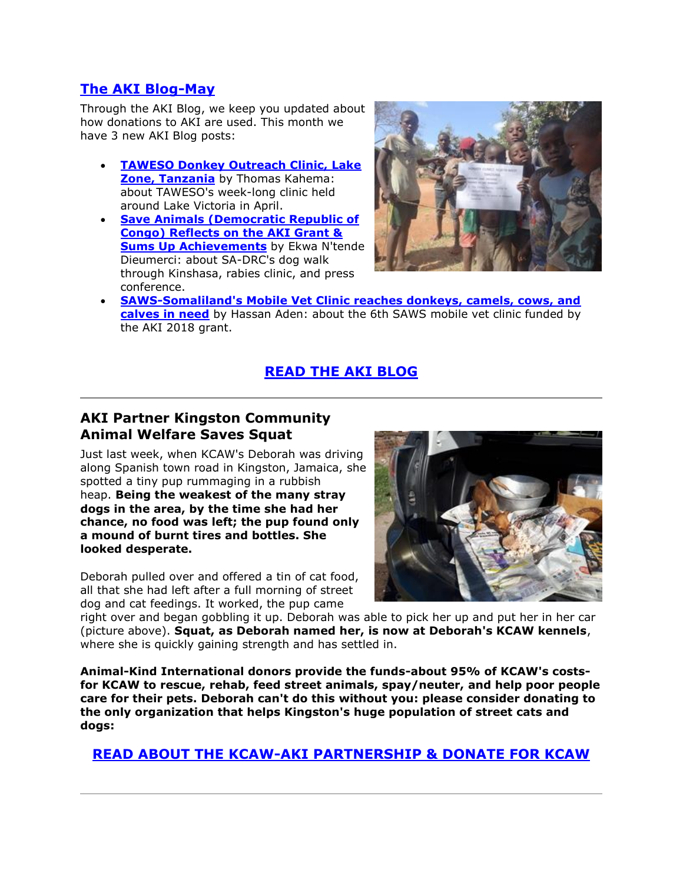## The AKI Blog-May

Through the AKI Blog, we keep you updated about how donations to AKI are used. This month we have 3 new AKI Blog posts:

- **TAWESO Donkey Outreach Clinic, Lake Zone, Tanzania** by Thomas Kahema: about TAWESO's week-long clinic held around Lake Victoria in April.
- **Save Animals (Democratic Republic of Congo) Reflects on the AKI Grant & Sums Up Achievements** by Ekwa N'tende Dieumerci: about SA-DRC's dog walk through Kinshasa, rabies clinic, and press conference.
- **SAWS-Somaliland's Mobile Vet Clinic reaches donkeys, camels, cows, and calves in need** by Hassan Aden: about the 6th SAWS mobile vet clinic funded by the AKI 2018 grant.

**READ THE AKI BLOG**

---

## AKI Partner Kingston Community Animal Welfare Saves Squat

Just last week, when KCAW's Deborah was driving along Spanish town road in Kingston, Jamaica, she spotted a tiny pup rummaging in a rubbish heap. **Being the weakest of the many stray dogs in the area, by the time she had her chance, no food was left; the pup found only a mound of burnt tires and bottles. She looked desperate.**

Deborah pulled over and offered a tin of cat food, all that she had left after a full morning of street dog and cat feedings. It worked, the pup came right over and began gobbling it up. Deborah was able to pick her up and put her in her car (picture above). **Squat, as Deborah named her, is now at Deborah's KCAW kennels**, where she is quickly gaining strength and has settled in.

**Animal-Kind International donors provide the funds-about 95% of KCAW's costs-for KCAW to rescue, rehab, feed street animals, spay/neuter, and help poor people care for their pets. Deborah can't do this without you: please consider donating to the only organization that helps Kingston's huge population of street cats and dogs:**

**READ ABOUT THE KCAW-AKI PARTNERSHIP & DONATE FOR KCAW**

---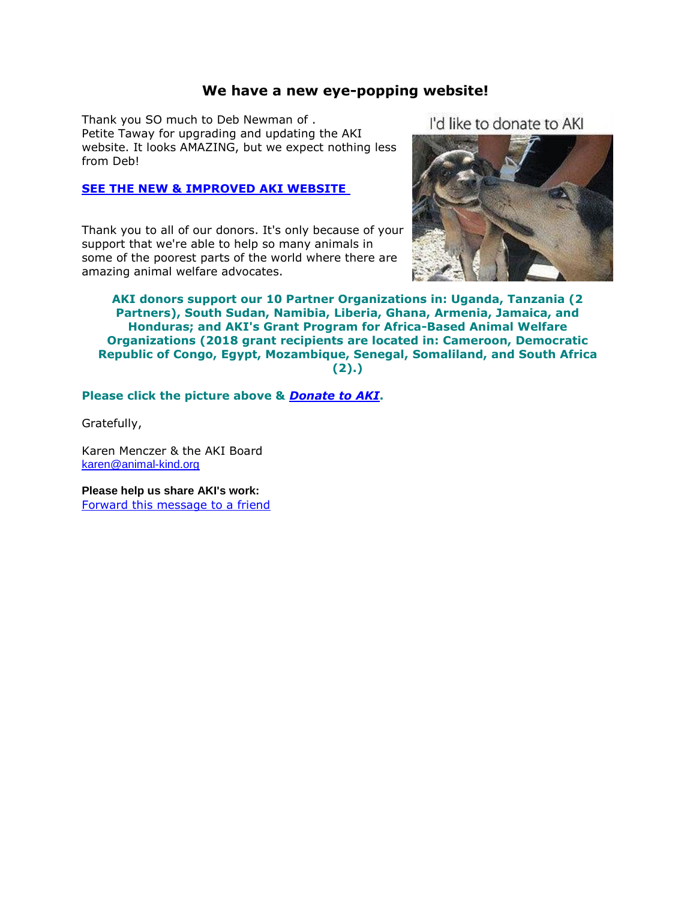## We have a new eye-popping website!

Thank you SO much to Deb Newman of .
Petite Taway for upgrading and updating the AKI website. It looks AMAZING, but we expect nothing less from Deb!

**SEE THE NEW & IMPROVED AKI WEBSITE**

Thank you to all of our donors. It's only because of your support that we're able to help so many animals in some of the poorest parts of the world where there are amazing animal welfare advocates.

I'd like to donate to AKI

**AKI donors support our 10 Partner Organizations in: Uganda, Tanzania (2 Partners), South Sudan, Namibia, Liberia, Ghana, Armenia, Jamaica, and Honduras; and AKI's Grant Program for Africa-Based Animal Welfare Organizations (2018 grant recipients are located in: Cameroon, Democratic Republic of Congo, Egypt, Mozambique, Senegal, Somaliland, and South Africa (2).)**

**Please click the picture above & *Donate to AKI*.**

Gratefully,

Karen Menczer & the AKI Board
karen@animal-kind.org

**Please help us share AKI's work:**
Forward this message to a friend